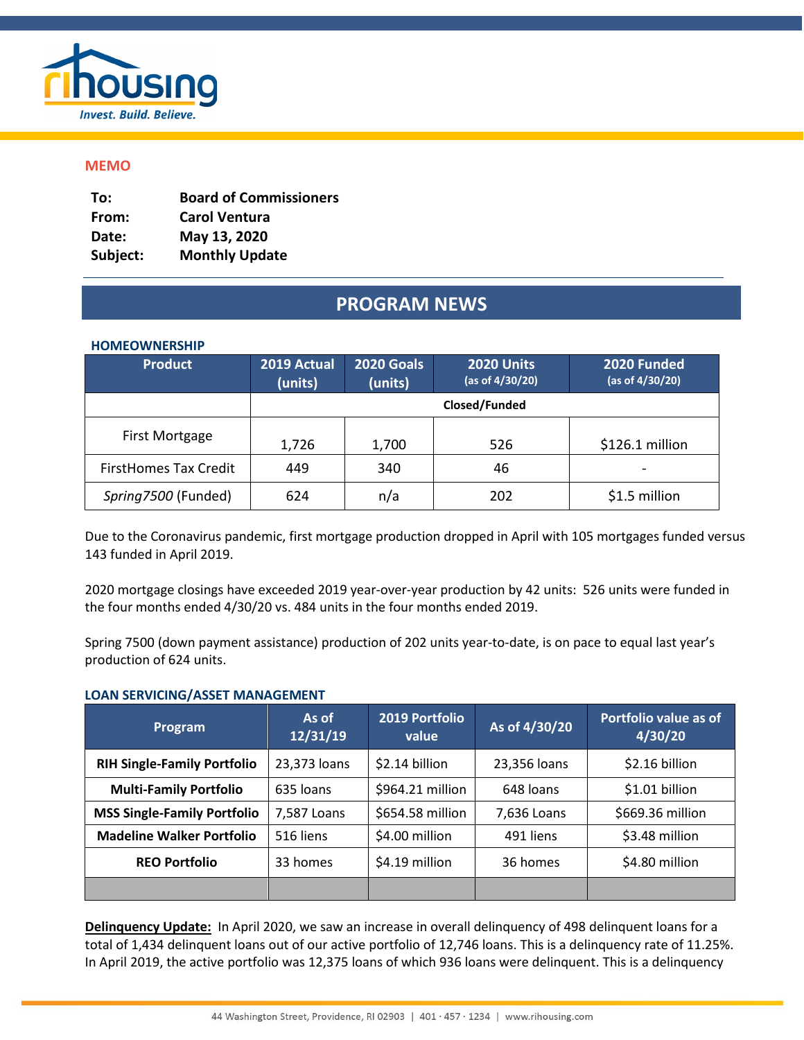rihousing
*Invest. Build. Believe.*

## MEMO

**To:** Board of Commissioners
**From:** Carol Ventura
**Date:** May 13, 2020
**Subject:** Monthly Update

# PROGRAM NEWS

### HOMEOWNERSHIP

| Product | 2019 Actual (units) | 2020 Goals (units) | 2020 Units (as of 4/30/20) | 2020 Funded (as of 4/30/20) |
|---|---|---|---|---|
| | Closed/Funded | | | |
| First Mortgage | 1,726 | 1,700 | 526 | $126.1 million |
| FirstHomes Tax Credit | 449 | 340 | 46 | - |
| *Spring7500* (Funded) | 624 | n/a | 202 | $1.5 million |

Due to the Coronavirus pandemic, first mortgage production dropped in April with 105 mortgages funded versus 143 funded in April 2019.

2020 mortgage closings have exceeded 2019 year-over-year production by 42 units: 526 units were funded in the four months ended 4/30/20 vs. 484 units in the four months ended 2019.

Spring 7500 (down payment assistance) production of 202 units year-to-date, is on pace to equal last year's production of 624 units.

### LOAN SERVICING/ASSET MANAGEMENT

| Program | As of 12/31/19 | 2019 Portfolio value | As of 4/30/20 | Portfolio value as of 4/30/20 |
|---|---|---|---|---|
| **RIH Single-Family Portfolio** | 23,373 loans | $2.14 billion | 23,356 loans | $2.16 billion |
| **Multi-Family Portfolio** | 635 loans | $964.21 million | 648 loans | $1.01 billion |
| **MSS Single-Family Portfolio** | 7,587 Loans | $654.58 million | 7,636 Loans | $669.36 million |
| **Madeline Walker Portfolio** | 516 liens | $4.00 million | 491 liens | $3.48 million |
| **REO Portfolio** | 33 homes | $4.19 million | 36 homes | $4.80 million |
| | | | | |

**Delinquency Update:** In April 2020, we saw an increase in overall delinquency of 498 delinquent loans for a total of 1,434 delinquent loans out of our active portfolio of 12,746 loans. This is a delinquency rate of 11.25%. In April 2019, the active portfolio was 12,375 loans of which 936 loans were delinquent. This is a delinquency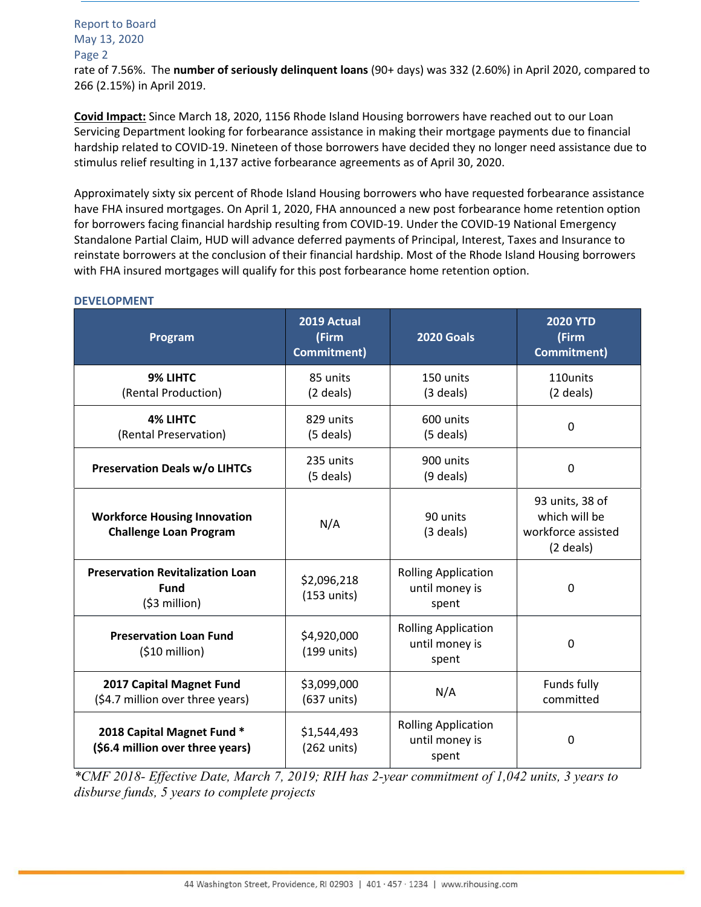rate of 7.56%. The **number of seriously delinquent loans** (90+ days) was 332 (2.60%) in April 2020, compared to 266 (2.15%) in April 2019.

**Covid Impact:** Since March 18, 2020, 1156 Rhode Island Housing borrowers have reached out to our Loan Servicing Department looking for forbearance assistance in making their mortgage payments due to financial hardship related to COVID-19. Nineteen of those borrowers have decided they no longer need assistance due to stimulus relief resulting in 1,137 active forbearance agreements as of April 30, 2020.

Approximately sixty six percent of Rhode Island Housing borrowers who have requested forbearance assistance have FHA insured mortgages. On April 1, 2020, FHA announced a new post forbearance home retention option for borrowers facing financial hardship resulting from COVID-19. Under the COVID-19 National Emergency Standalone Partial Claim, HUD will advance deferred payments of Principal, Interest, Taxes and Insurance to reinstate borrowers at the conclusion of their financial hardship. Most of the Rhode Island Housing borrowers with FHA insured mortgages will qualify for this post forbearance home retention option.

## DEVELOPMENT

| Program | 2019 Actual (Firm Commitment) | 2020 Goals | 2020 YTD (Firm Commitment) |
|---|---|---|---|
| **9% LIHTC** (Rental Production) | 85 units (2 deals) | 150 units (3 deals) | 110units (2 deals) |
| **4% LIHTC** (Rental Preservation) | 829 units (5 deals) | 600 units (5 deals) | 0 |
| **Preservation Deals w/o LIHTCs** | 235 units (5 deals) | 900 units (9 deals) | 0 |
| **Workforce Housing Innovation Challenge Loan Program** | N/A | 90 units (3 deals) | 93 units, 38 of which will be workforce assisted (2 deals) |
| **Preservation Revitalization Loan Fund** ($3 million) | $2,096,218 (153 units) | Rolling Application until money is spent | 0 |
| **Preservation Loan Fund** ($10 million) | $4,920,000 (199 units) | Rolling Application until money is spent | 0 |
| **2017 Capital Magnet Fund** ($4.7 million over three years) | $3,099,000 (637 units) | N/A | Funds fully committed |
| **2018 Capital Magnet Fund \* ($6.4 million over three years)** | $1,544,493 (262 units) | Rolling Application until money is spent | 0 |

*\*CMF 2018- Effective Date, March 7, 2019; RIH has 2-year commitment of 1,042 units, 3 years to disburse funds, 5 years to complete projects*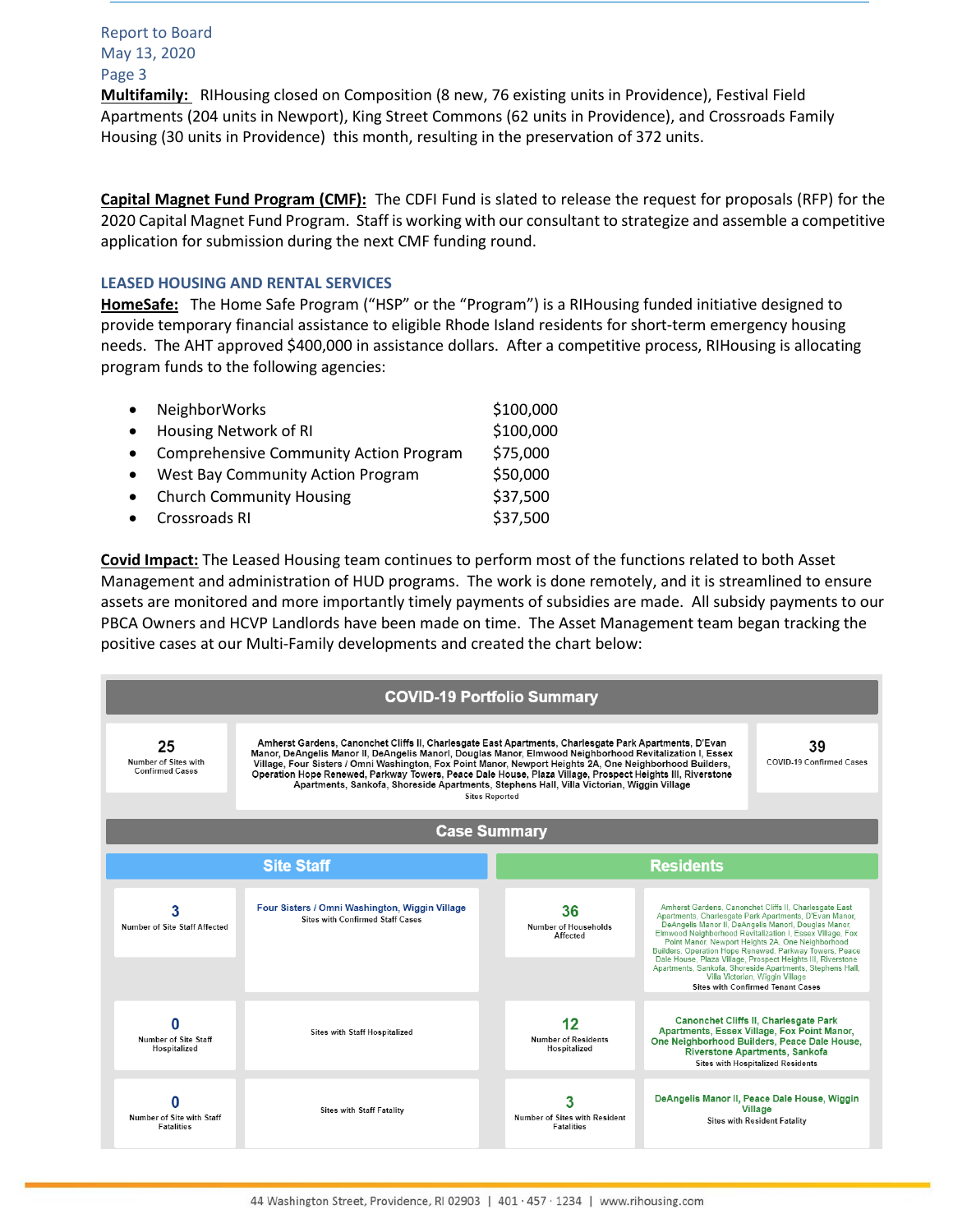**Multifamily:** RIHousing closed on Composition (8 new, 76 existing units in Providence), Festival Field Apartments (204 units in Newport), King Street Commons (62 units in Providence), and Crossroads Family Housing (30 units in Providence) this month, resulting in the preservation of 372 units.

**Capital Magnet Fund Program (CMF):** The CDFI Fund is slated to release the request for proposals (RFP) for the 2020 Capital Magnet Fund Program. Staff is working with our consultant to strategize and assemble a competitive application for submission during the next CMF funding round.

### LEASED HOUSING AND RENTAL SERVICES

**HomeSafe:** The Home Safe Program ("HSP" or the "Program") is a RIHousing funded initiative designed to provide temporary financial assistance to eligible Rhode Island residents for short-term emergency housing needs. The AHT approved $400,000 in assistance dollars. After a competitive process, RIHousing is allocating program funds to the following agencies:

- NeighborWorks $100,000
- Housing Network of RI $100,000
- Comprehensive Community Action Program $75,000
- West Bay Community Action Program $50,000
- Church Community Housing $37,500
- Crossroads RI $37,500

**Covid Impact:** The Leased Housing team continues to perform most of the functions related to both Asset Management and administration of HUD programs. The work is done remotely, and it is streamlined to ensure assets are monitored and more importantly timely payments of subsidies are made. All subsidy payments to our PBCA Owners and HCVP Landlords have been made on time. The Asset Management team began tracking the positive cases at our Multi-Family developments and created the chart below:

**COVID-19 Portfolio Summary**

| Number of Sites with Confirmed Cases | Sites Reported | COVID-19 Confirmed Cases |
|---|---|---|
| 25 | Amherst Gardens, Canonchet Cliffs II, Charlesgate East Apartments, Charlesgate Park Apartments, D'Evan Manor, DeAngelis Manor II, DeAngelis ManorI, Douglas Manor, Elmwood Neighborhood Revitalization I, Essex Village, Four Sisters / Omni Washington, Fox Point Manor, Newport Heights 2A, One Neighborhood Builders, Operation Hope Renewed, Parkway Towers, Peace Dale House, Plaza Village, Prospect Heights III, Riverstone Apartments, Sankofa, Shoreside Apartments, Stephens Hall, Villa Victorian, Wiggin Village | 39 |

**Case Summary**

| Site Staff | | Residents | |
|---|---|---|---|
| 3 — Number of Site Staff Affected | Sites with Confirmed Staff Cases: Four Sisters / Omni Washington, Wiggin Village | 36 — Number of Households Affected | Sites with Confirmed Tenant Cases: Amherst Gardens, Canonchet Cliffs II, Charlesgate East Apartments, Charlesgate Park Apartments, D'Evan Manor, DeAngelis Manor II, DeAngelis ManorI, Douglas Manor, Elmwood Neighborhood Revitalization I, Essex Village, Fox Point Manor, Newport Heights 2A, One Neighborhood Builders, Operation Hope Renewed, Parkway Towers, Peace Dale House, Plaza Village, Prospect Heights III, Riverstone Apartments, Sankofa, Shoreside Apartments, Stephens Hall, Villa Victorian, Wiggin Village |
| 0 — Number of Site Staff Hospitalized | Sites with Staff Hospitalized | 12 — Number of Residents Hospitalized | Sites with Hospitalized Residents: Canonchet Cliffs II, Charlesgate Park Apartments, Essex Village, Fox Point Manor, One Neighborhood Builders, Peace Dale House, Riverstone Apartments, Sankofa |
| 0 — Number of Site with Staff Fatalities | Sites with Staff Fatality | 3 — Number of Sites with Resident Fatalities | Sites with Resident Fatality: DeAngelis Manor II, Peace Dale House, Wiggin Village |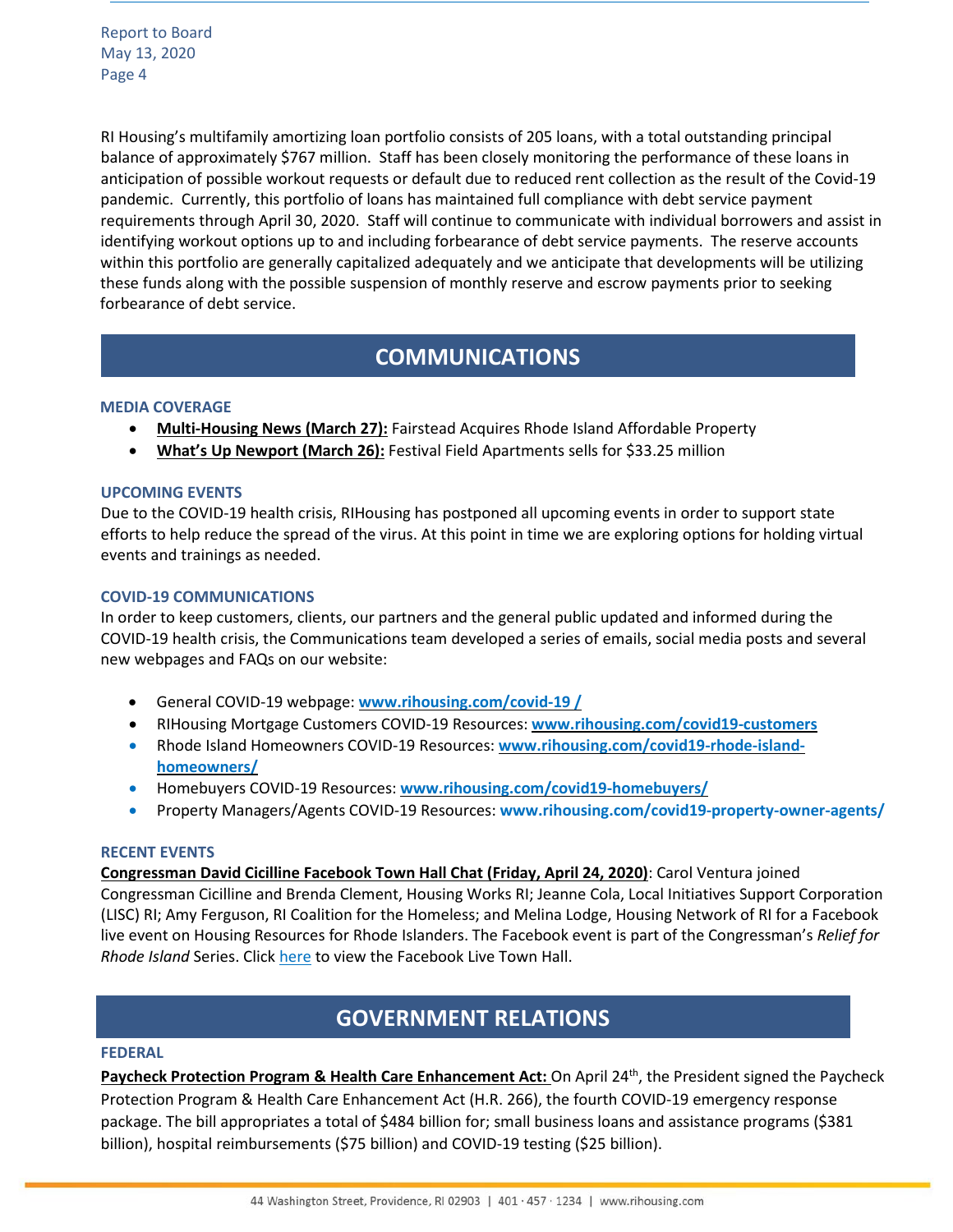RI Housing's multifamily amortizing loan portfolio consists of 205 loans, with a total outstanding principal balance of approximately $767 million. Staff has been closely monitoring the performance of these loans in anticipation of possible workout requests or default due to reduced rent collection as the result of the Covid-19 pandemic. Currently, this portfolio of loans has maintained full compliance with debt service payment requirements through April 30, 2020. Staff will continue to communicate with individual borrowers and assist in identifying workout options up to and including forbearance of debt service payments. The reserve accounts within this portfolio are generally capitalized adequately and we anticipate that developments will be utilizing these funds along with the possible suspension of monthly reserve and escrow payments prior to seeking forbearance of debt service.

## COMMUNICATIONS

### MEDIA COVERAGE

- **Multi-Housing News (March 27):** Fairstead Acquires Rhode Island Affordable Property
- **What's Up Newport (March 26):** Festival Field Apartments sells for $33.25 million

### UPCOMING EVENTS

Due to the COVID-19 health crisis, RIHousing has postponed all upcoming events in order to support state efforts to help reduce the spread of the virus. At this point in time we are exploring options for holding virtual events and trainings as needed.

### COVID-19 COMMUNICATIONS

In order to keep customers, clients, our partners and the general public updated and informed during the COVID-19 health crisis, the Communications team developed a series of emails, social media posts and several new webpages and FAQs on our website:

- General COVID-19 webpage: **www.rihousing.com/covid-19 /**
- RIHousing Mortgage Customers COVID-19 Resources: **www.rihousing.com/covid19-customers**
- Rhode Island Homeowners COVID-19 Resources: **www.rihousing.com/covid19-rhode-island-homeowners/**
- Homebuyers COVID-19 Resources: **www.rihousing.com/covid19-homebuyers/**
- Property Managers/Agents COVID-19 Resources: **www.rihousing.com/covid19-property-owner-agents/**

### RECENT EVENTS

**Congressman David Cicilline Facebook Town Hall Chat (Friday, April 24, 2020)**: Carol Ventura joined Congressman Cicilline and Brenda Clement, Housing Works RI; Jeanne Cola, Local Initiatives Support Corporation (LISC) RI; Amy Ferguson, RI Coalition for the Homeless; and Melina Lodge, Housing Network of RI for a Facebook live event on Housing Resources for Rhode Islanders. The Facebook event is part of the Congressman's *Relief for Rhode Island* Series. Click here to view the Facebook Live Town Hall.

## GOVERNMENT RELATIONS

### FEDERAL

**Paycheck Protection Program & Health Care Enhancement Act:** On April 24th, the President signed the Paycheck Protection Program & Health Care Enhancement Act (H.R. 266), the fourth COVID-19 emergency response package. The bill appropriates a total of $484 billion for; small business loans and assistance programs ($381 billion), hospital reimbursements ($75 billion) and COVID-19 testing ($25 billion).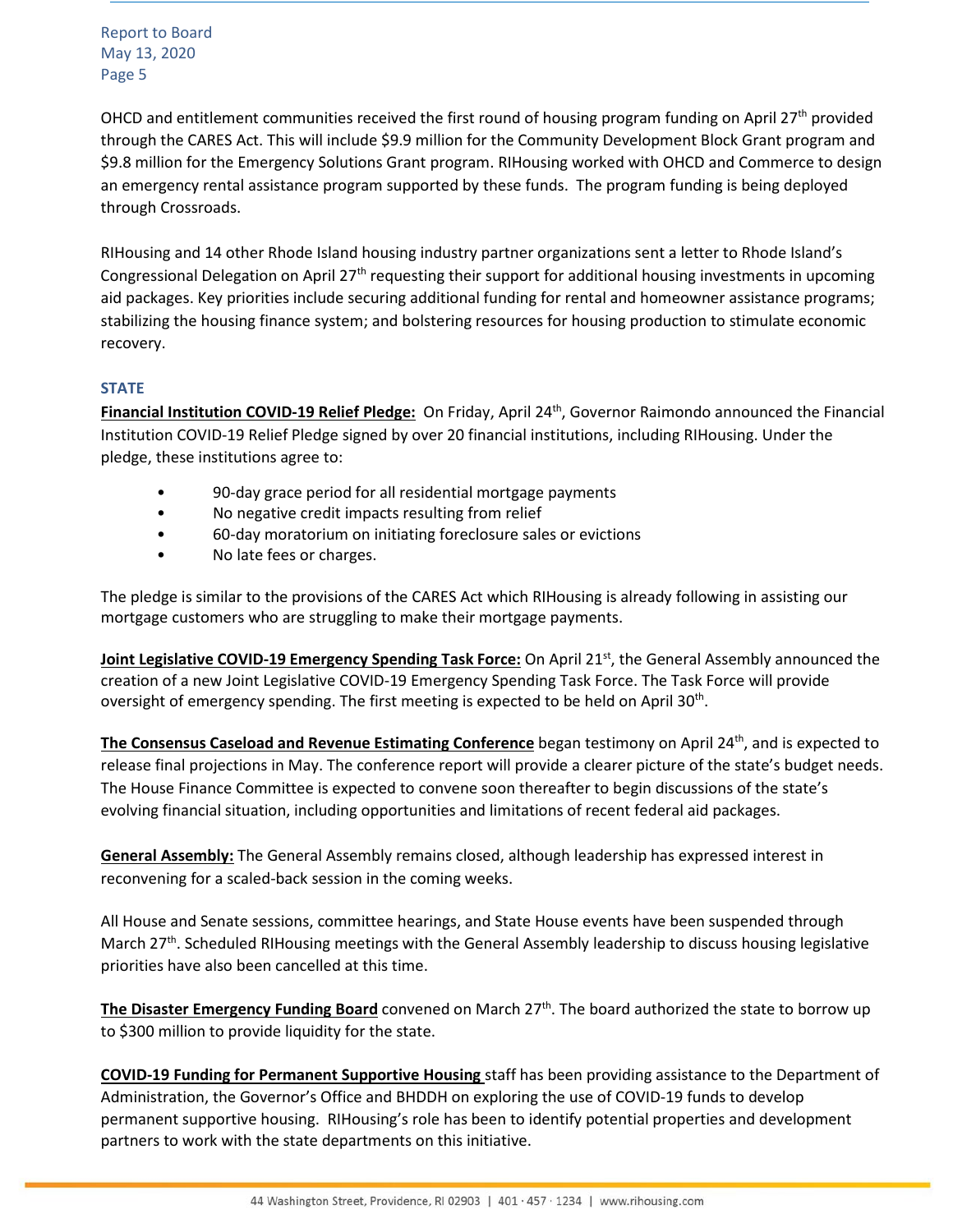OHCD and entitlement communities received the first round of housing program funding on April 27th provided through the CARES Act. This will include $9.9 million for the Community Development Block Grant program and $9.8 million for the Emergency Solutions Grant program. RIHousing worked with OHCD and Commerce to design an emergency rental assistance program supported by these funds. The program funding is being deployed through Crossroads.

RIHousing and 14 other Rhode Island housing industry partner organizations sent a letter to Rhode Island's Congressional Delegation on April 27th requesting their support for additional housing investments in upcoming aid packages. Key priorities include securing additional funding for rental and homeowner assistance programs; stabilizing the housing finance system; and bolstering resources for housing production to stimulate economic recovery.

### STATE

**Financial Institution COVID-19 Relief Pledge:** On Friday, April 24th, Governor Raimondo announced the Financial Institution COVID-19 Relief Pledge signed by over 20 financial institutions, including RIHousing. Under the pledge, these institutions agree to:

- 90-day grace period for all residential mortgage payments
- No negative credit impacts resulting from relief
- 60-day moratorium on initiating foreclosure sales or evictions
- No late fees or charges.

The pledge is similar to the provisions of the CARES Act which RIHousing is already following in assisting our mortgage customers who are struggling to make their mortgage payments.

**Joint Legislative COVID-19 Emergency Spending Task Force:** On April 21st, the General Assembly announced the creation of a new Joint Legislative COVID-19 Emergency Spending Task Force. The Task Force will provide oversight of emergency spending. The first meeting is expected to be held on April 30th.

**The Consensus Caseload and Revenue Estimating Conference** began testimony on April 24th, and is expected to release final projections in May. The conference report will provide a clearer picture of the state's budget needs. The House Finance Committee is expected to convene soon thereafter to begin discussions of the state's evolving financial situation, including opportunities and limitations of recent federal aid packages.

**General Assembly:** The General Assembly remains closed, although leadership has expressed interest in reconvening for a scaled-back session in the coming weeks.

All House and Senate sessions, committee hearings, and State House events have been suspended through March 27th. Scheduled RIHousing meetings with the General Assembly leadership to discuss housing legislative priorities have also been cancelled at this time.

**The Disaster Emergency Funding Board** convened on March 27th. The board authorized the state to borrow up to $300 million to provide liquidity for the state.

**COVID-19 Funding for Permanent Supportive Housing** staff has been providing assistance to the Department of Administration, the Governor's Office and BHDDH on exploring the use of COVID-19 funds to develop permanent supportive housing. RIHousing's role has been to identify potential properties and development partners to work with the state departments on this initiative.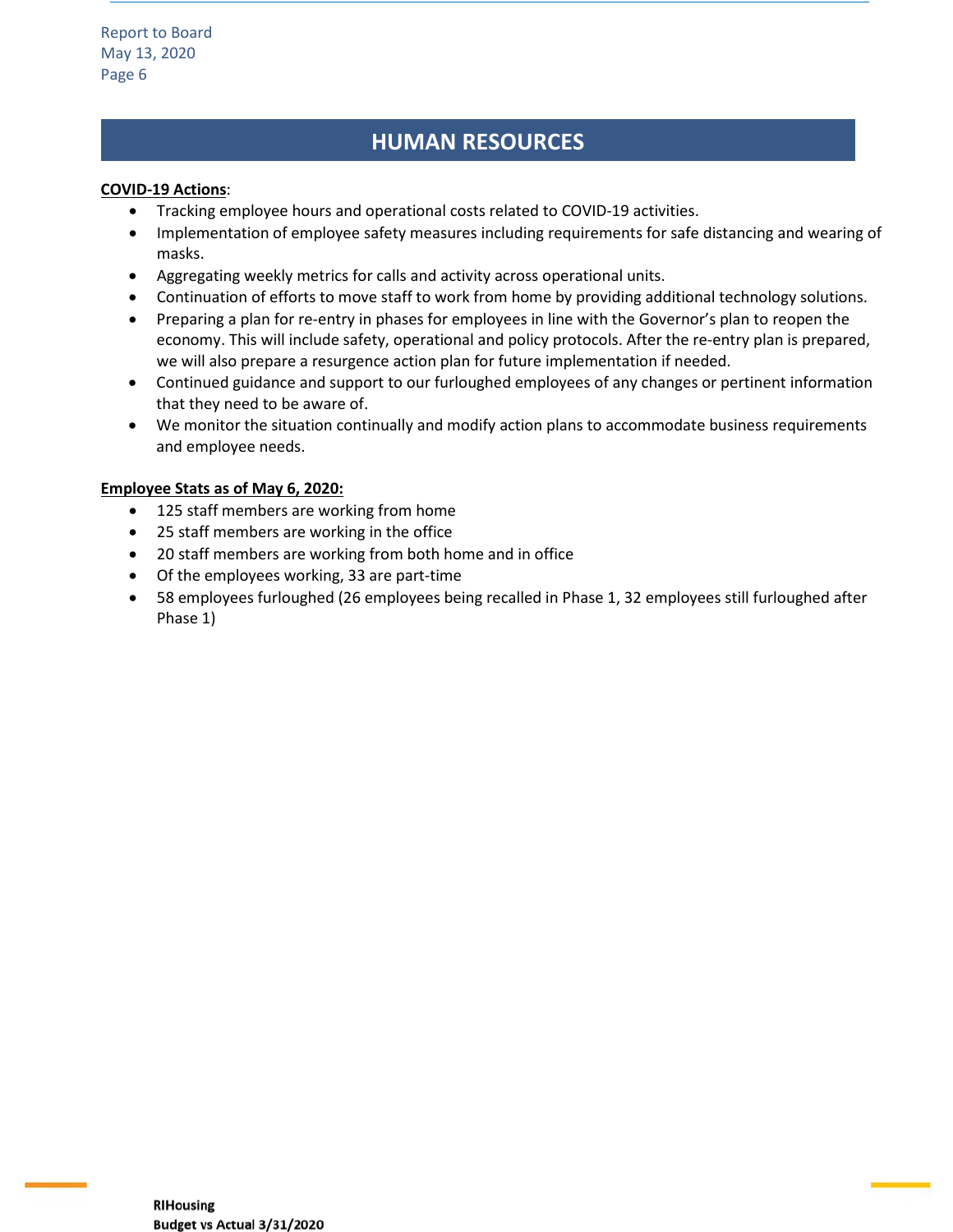# HUMAN RESOURCES

**COVID-19 Actions**:

- Tracking employee hours and operational costs related to COVID-19 activities.
- Implementation of employee safety measures including requirements for safe distancing and wearing of masks.
- Aggregating weekly metrics for calls and activity across operational units.
- Continuation of efforts to move staff to work from home by providing additional technology solutions.
- Preparing a plan for re-entry in phases for employees in line with the Governor's plan to reopen the economy. This will include safety, operational and policy protocols. After the re-entry plan is prepared, we will also prepare a resurgence action plan for future implementation if needed.
- Continued guidance and support to our furloughed employees of any changes or pertinent information that they need to be aware of.
- We monitor the situation continually and modify action plans to accommodate business requirements and employee needs.

**Employee Stats as of May 6, 2020:**

- 125 staff members are working from home
- 25 staff members are working in the office
- 20 staff members are working from both home and in office
- Of the employees working, 33 are part-time
- 58 employees furloughed (26 employees being recalled in Phase 1, 32 employees still furloughed after Phase 1)